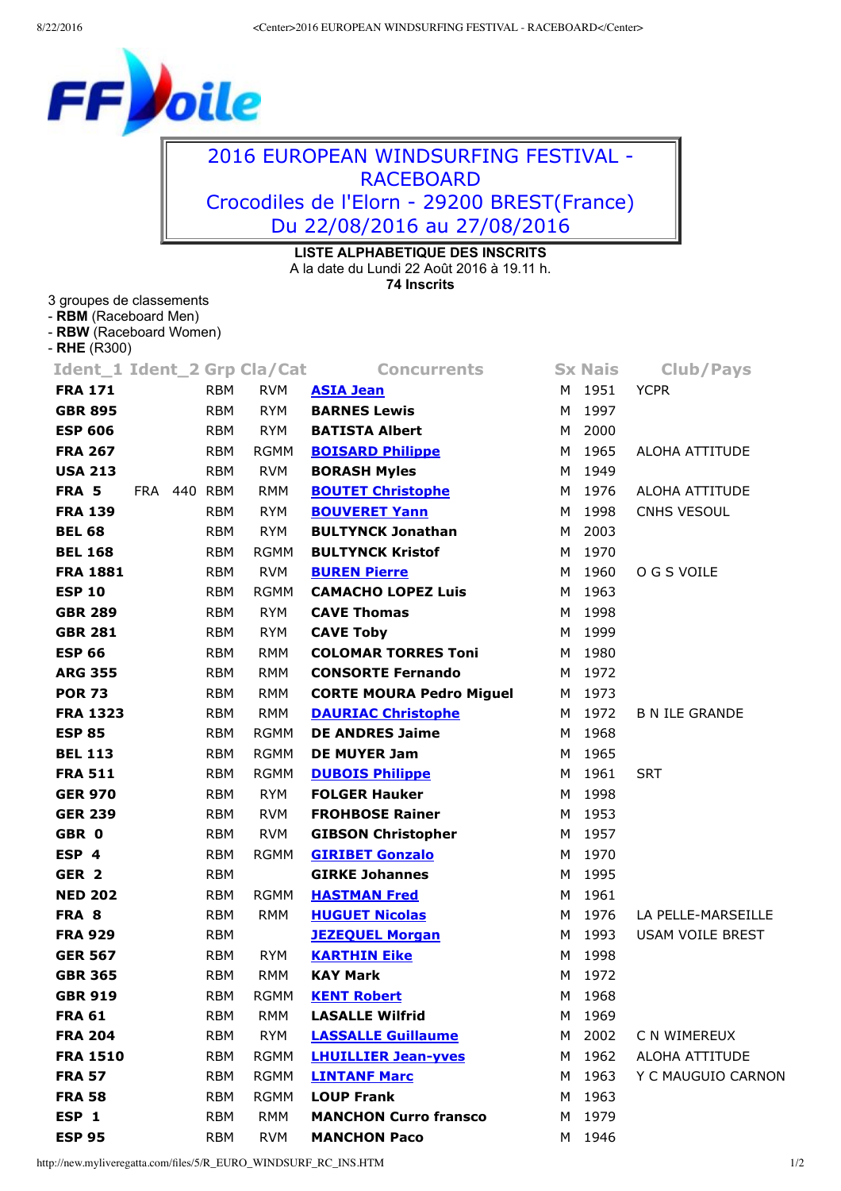# 2016 EUROPEAN WINDSURFING FESTIVAL - RACEBOARD

## Crocodiles de l'Elorn - 29200 BREST(France)

## Du 22/08/2016 au 27/08/2016

**LISTE ALPHABETIQUE DES INSCRITS**

A la date du Lundi 22 Août 2016 à 19.11 h.

**74 Inscrits**

3 groupes de classements
- **RBM** (Raceboard Men)
- **RBW** (Raceboard Women)
- **RHE** (R300)

| Ident_1 | Ident_2 | Grp | Cla/Cat | Concurrents | Sx | Nais | Club/Pays |
|---|---|---|---|---|---|---|---|
| **FRA 171** | | RBM | RVM | **ASIA Jean** | M | 1951 | YCPR |
| **GBR 895** | | RBM | RYM | **BARNES Lewis** | M | 1997 | |
| **ESP 606** | | RBM | RYM | **BATISTA Albert** | M | 2000 | |
| **FRA 267** | | RBM | RGMM | **BOISARD Philippe** | M | 1965 | ALOHA ATTITUDE |
| **USA 213** | | RBM | RVM | **BORASH Myles** | M | 1949 | |
| **FRA 5** | FRA 440 | RBM | RMM | **BOUTET Christophe** | M | 1976 | ALOHA ATTITUDE |
| **FRA 139** | | RBM | RYM | **BOUVERET Yann** | M | 1998 | CNHS VESOUL |
| **BEL 68** | | RBM | RYM | **BULTYNCK Jonathan** | M | 2003 | |
| **BEL 168** | | RBM | RGMM | **BULTYNCK Kristof** | M | 1970 | |
| **FRA 1881** | | RBM | RVM | **BUREN Pierre** | M | 1960 | O G S VOILE |
| **ESP 10** | | RBM | RGMM | **CAMACHO LOPEZ Luis** | M | 1963 | |
| **GBR 289** | | RBM | RYM | **CAVE Thomas** | M | 1998 | |
| **GBR 281** | | RBM | RYM | **CAVE Toby** | M | 1999 | |
| **ESP 66** | | RBM | RMM | **COLOMAR TORRES Toni** | M | 1980 | |
| **ARG 355** | | RBM | RMM | **CONSORTE Fernando** | M | 1972 | |
| **POR 73** | | RBM | RMM | **CORTE MOURA Pedro Miguel** | M | 1973 | |
| **FRA 1323** | | RBM | RMM | **DAURIAC Christophe** | M | 1972 | B N ILE GRANDE |
| **ESP 85** | | RBM | RGMM | **DE ANDRES Jaime** | M | 1968 | |
| **BEL 113** | | RBM | RGMM | **DE MUYER Jam** | M | 1965 | |
| **FRA 511** | | RBM | RGMM | **DUBOIS Philippe** | M | 1961 | SRT |
| **GER 970** | | RBM | RYM | **FOLGER Hauker** | M | 1998 | |
| **GER 239** | | RBM | RVM | **FROHBOSE Rainer** | M | 1953 | |
| **GBR 0** | | RBM | RVM | **GIBSON Christopher** | M | 1957 | |
| **ESP 4** | | RBM | RGMM | **GIRIBET Gonzalo** | M | 1970 | |
| **GER 2** | | RBM | | **GIRKE Johannes** | M | 1995 | |
| **NED 202** | | RBM | RGMM | **HASTMAN Fred** | M | 1961 | |
| **FRA 8** | | RBM | RMM | **HUGUET Nicolas** | M | 1976 | LA PELLE-MARSEILLE |
| **FRA 929** | | RBM | | **JEZEQUEL Morgan** | M | 1993 | USAM VOILE BREST |
| **GER 567** | | RBM | RYM | **KARTHIN Eike** | M | 1998 | |
| **GBR 365** | | RBM | RMM | **KAY Mark** | M | 1972 | |
| **GBR 919** | | RBM | RGMM | **KENT Robert** | M | 1968 | |
| **FRA 61** | | RBM | RMM | **LASALLE Wilfrid** | M | 1969 | |
| **FRA 204** | | RBM | RYM | **LASSALLE Guillaume** | M | 2002 | C N WIMEREUX |
| **FRA 1510** | | RBM | RGMM | **LHUILLIER Jean-yves** | M | 1962 | ALOHA ATTITUDE |
| **FRA 57** | | RBM | RGMM | **LINTANF Marc** | M | 1963 | Y C MAUGUIO CARNON |
| **FRA 58** | | RBM | RGMM | **LOUP Frank** | M | 1963 | |
| **ESP 1** | | RBM | RMM | **MANCHON Curro fransco** | M | 1979 | |
| **ESP 95** | | RBM | RVM | **MANCHON Paco** | M | 1946 | |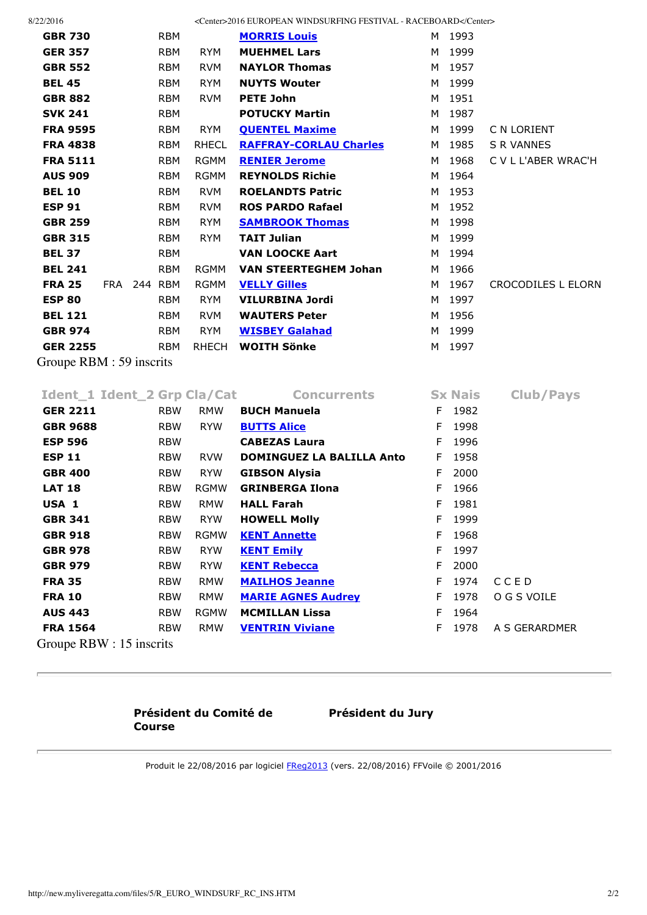| Ident_1 | Ident_2 | Grp | Cla/Cat | Concurrents | Sx | Nais | Club/Pays |
|---|---|---|---|---|---|---|---|
| **GBR 730** | | RBM | | **MORRIS Louis** | M | 1993 | |
| **GER 357** | | RBM | RYM | **MUEHMEL Lars** | M | 1999 | |
| **GBR 552** | | RBM | RVM | **NAYLOR Thomas** | M | 1957 | |
| **BEL 45** | | RBM | RYM | **NUYTS Wouter** | M | 1999 | |
| **GBR 882** | | RBM | RVM | **PETE John** | M | 1951 | |
| **SVK 241** | | RBM | | **POTUCKY Martin** | M | 1987 | |
| **FRA 9595** | | RBM | RYM | **QUENTEL Maxime** | M | 1999 | C N LORIENT |
| **FRA 4838** | | RBM | RHECL | **RAFFRAY-CORLAU Charles** | M | 1985 | S R VANNES |
| **FRA 5111** | | RBM | RGMM | **RENIER Jerome** | M | 1968 | C V L L'ABER WRAC'H |
| **AUS 909** | | RBM | RGMM | **REYNOLDS Richie** | M | 1964 | |
| **BEL 10** | | RBM | RVM | **ROELANDTS Patric** | M | 1953 | |
| **ESP 91** | | RBM | RVM | **ROS PARDO Rafael** | M | 1952 | |
| **GBR 259** | | RBM | RYM | **SAMBROOK Thomas** | M | 1998 | |
| **GBR 315** | | RBM | RYM | **TAIT Julian** | M | 1999 | |
| **BEL 37** | | RBM | | **VAN LOOCKE Aart** | M | 1994 | |
| **BEL 241** | | RBM | RGMM | **VAN STEERTEGHEM Johan** | M | 1966 | |
| **FRA 25** | FRA 244 | RBM | RGMM | **VELLY Gilles** | M | 1967 | CROCODILES L ELORN |
| **ESP 80** | | RBM | RYM | **VILURBINA Jordi** | M | 1997 | |
| **BEL 121** | | RBM | RVM | **WAUTERS Peter** | M | 1956 | |
| **GBR 974** | | RBM | RYM | **WISBEY Galahad** | M | 1999 | |
| **GER 2255** | | RBM | RHECH | **WOITH Sönke** | M | 1997 | |

Groupe RBM : 59 inscrits

| Ident_1 | Ident_2 | Grp | Cla/Cat | Concurrents | Sx | Nais | Club/Pays |
|---|---|---|---|---|---|---|---|
| **GER 2211** | | RBW | RMW | **BUCH Manuela** | F | 1982 | |
| **GBR 9688** | | RBW | RYW | **BUTTS Alice** | F | 1998 | |
| **ESP 596** | | RBW | | **CABEZAS Laura** | F | 1996 | |
| **ESP 11** | | RBW | RVW | **DOMINGUEZ LA BALILLA Anto** | F | 1958 | |
| **GBR 400** | | RBW | RYW | **GIBSON Alysia** | F | 2000 | |
| **LAT 18** | | RBW | RGMW | **GRINBERGA Ilona** | F | 1966 | |
| **USA 1** | | RBW | RMW | **HALL Farah** | F | 1981 | |
| **GBR 341** | | RBW | RYW | **HOWELL Molly** | F | 1999 | |
| **GBR 918** | | RBW | RGMW | **KENT Annette** | F | 1968 | |
| **GBR 978** | | RBW | RYW | **KENT Emily** | F | 1997 | |
| **GBR 979** | | RBW | RYW | **KENT Rebecca** | F | 2000 | |
| **FRA 35** | | RBW | RMW | **MAILHOS Jeanne** | F | 1974 | C C E D |
| **FRA 10** | | RBW | RMW | **MARIE AGNES Audrey** | F | 1978 | O G S VOILE |
| **AUS 443** | | RBW | RGMW | **MCMILLAN Lissa** | F | 1964 | |
| **FRA 1564** | | RBW | RMW | **VENTRIN Viviane** | F | 1978 | A S GERARDMER |

Groupe RBW : 15 inscrits

---

**Président du Comité de Course** **Président du Jury**

---

Produit le 22/08/2016 par logiciel FReg2013 (vers. 22/08/2016) FFVoile © 2001/2016